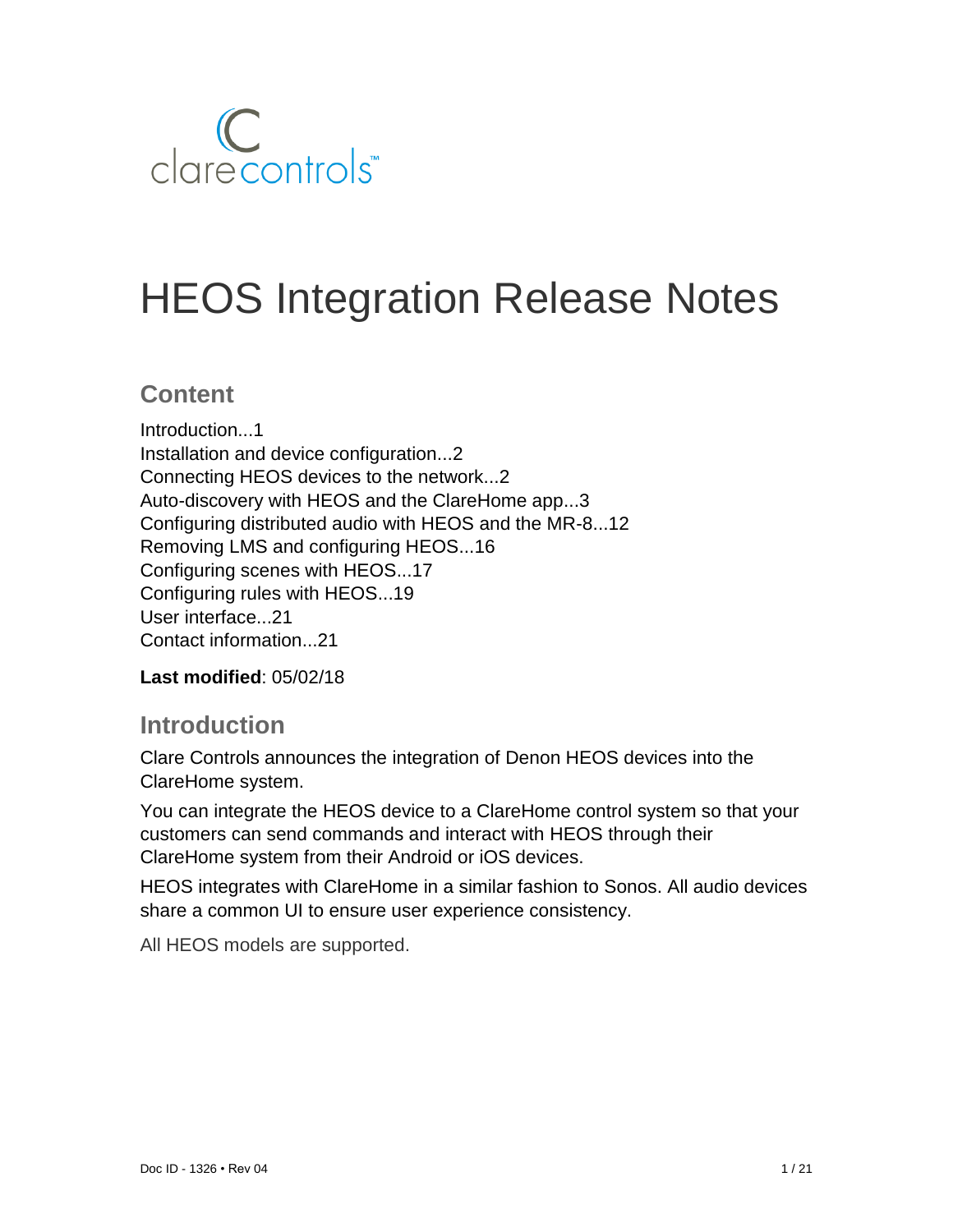# HEOS Integration Release Notes

## Content

Introduction...1
Installation and device configuration...2
Connecting HEOS devices to the network...2
Auto-discovery with HEOS and the ClareHome app...3
Configuring distributed audio with HEOS and the MR-8...12
Removing LMS and configuring HEOS...16
Configuring scenes with HEOS...17
Configuring rules with HEOS...19
User interface...21
Contact information...21

**Last modified**: 05/02/18

## Introduction

Clare Controls announces the integration of Denon HEOS devices into the ClareHome system.

You can integrate the HEOS device to a ClareHome control system so that your customers can send commands and interact with HEOS through their ClareHome system from their Android or iOS devices.

HEOS integrates with ClareHome in a similar fashion to Sonos. All audio devices share a common UI to ensure user experience consistency.

All HEOS models are supported.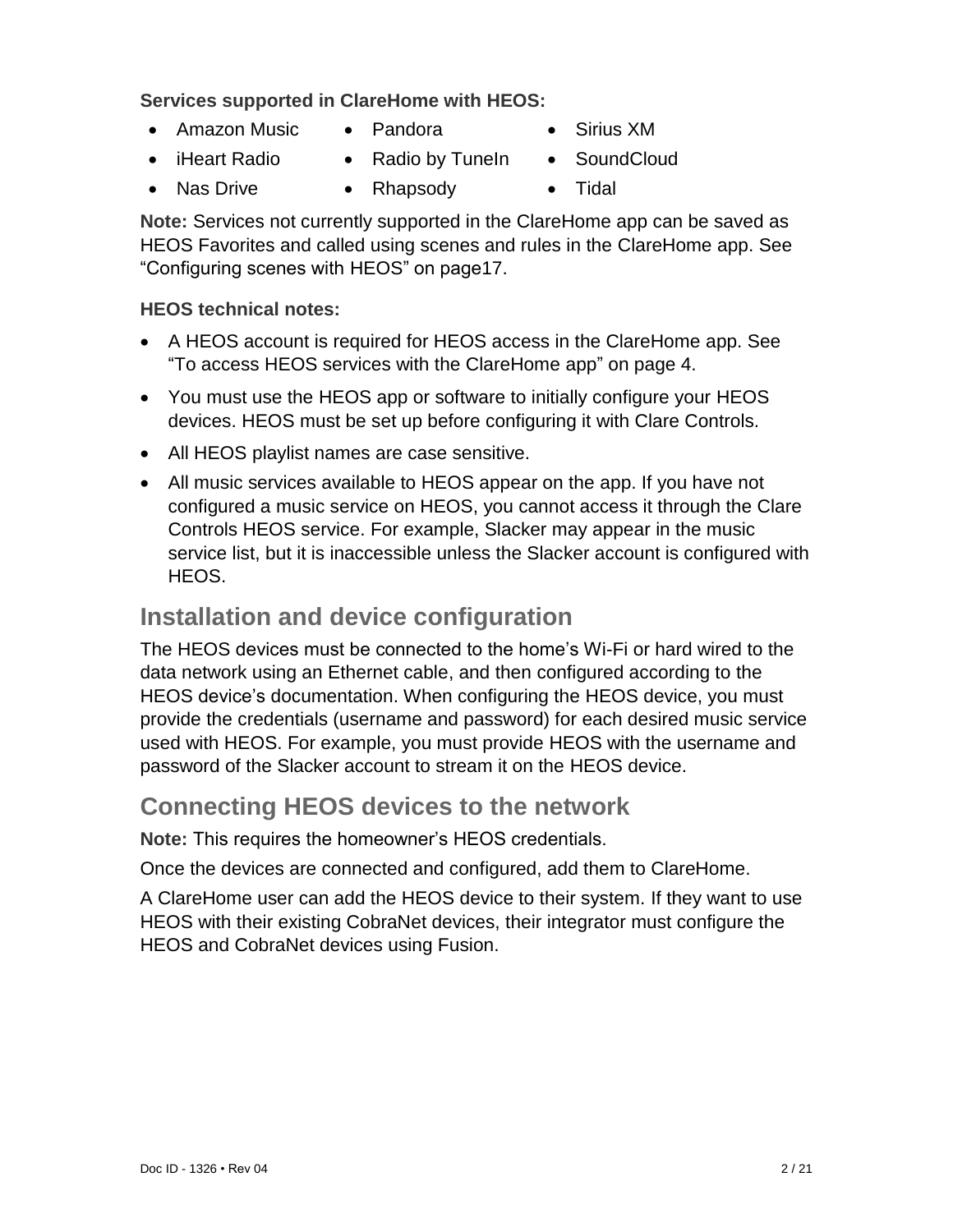**Services supported in ClareHome with HEOS:**

- Amazon Music
- iHeart Radio
- Nas Drive
- Pandora
- Radio by TuneIn
- Rhapsody
- Sirius XM
- SoundCloud
- Tidal

**Note:** Services not currently supported in the ClareHome app can be saved as HEOS Favorites and called using scenes and rules in the ClareHome app. See "Configuring scenes with HEOS" on page17.

**HEOS technical notes:**

- A HEOS account is required for HEOS access in the ClareHome app. See "To access HEOS services with the ClareHome app" on page 4.
- You must use the HEOS app or software to initially configure your HEOS devices. HEOS must be set up before configuring it with Clare Controls.
- All HEOS playlist names are case sensitive.
- All music services available to HEOS appear on the app. If you have not configured a music service on HEOS, you cannot access it through the Clare Controls HEOS service. For example, Slacker may appear in the music service list, but it is inaccessible unless the Slacker account is configured with HEOS.

## Installation and device configuration

The HEOS devices must be connected to the home's Wi-Fi or hard wired to the data network using an Ethernet cable, and then configured according to the HEOS device's documentation. When configuring the HEOS device, you must provide the credentials (username and password) for each desired music service used with HEOS. For example, you must provide HEOS with the username and password of the Slacker account to stream it on the HEOS device.

## Connecting HEOS devices to the network

**Note:** This requires the homeowner's HEOS credentials.

Once the devices are connected and configured, add them to ClareHome.

A ClareHome user can add the HEOS device to their system. If they want to use HEOS with their existing CobraNet devices, their integrator must configure the HEOS and CobraNet devices using Fusion.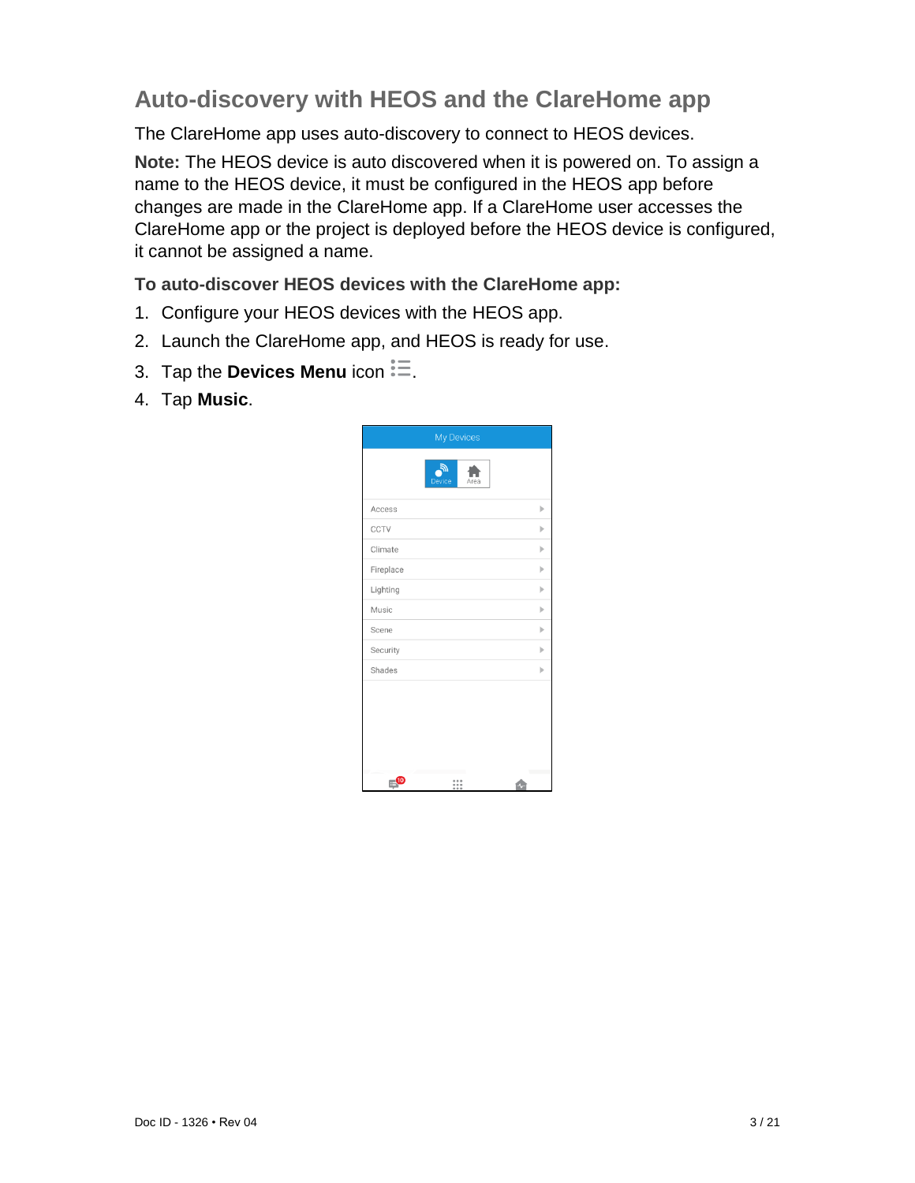## Auto-discovery with HEOS and the ClareHome app

The ClareHome app uses auto-discovery to connect to HEOS devices.

**Note:** The HEOS device is auto discovered when it is powered on. To assign a name to the HEOS device, it must be configured in the HEOS app before changes are made in the ClareHome app. If a ClareHome user accesses the ClareHome app or the project is deployed before the HEOS device is configured, it cannot be assigned a name.

**To auto-discover HEOS devices with the ClareHome app:**

1. Configure your HEOS devices with the HEOS app.
2. Launch the ClareHome app, and HEOS is ready for use.
3. Tap the **Devices Menu** icon ☰.
4. Tap **Music**.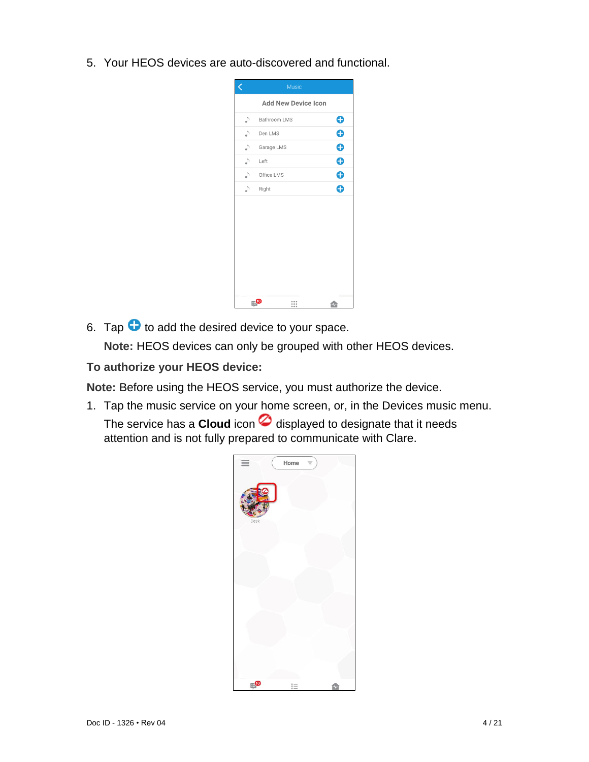5. Your HEOS devices are auto-discovered and functional.

6. Tap ⊕ to add the desired device to your space.

   **Note:** HEOS devices can only be grouped with other HEOS devices.

**To authorize your HEOS device:**

**Note:** Before using the HEOS service, you must authorize the device.

1. Tap the music service on your home screen, or, in the Devices music menu. The service has a **Cloud** icon displayed to designate that it needs attention and is not fully prepared to communicate with Clare.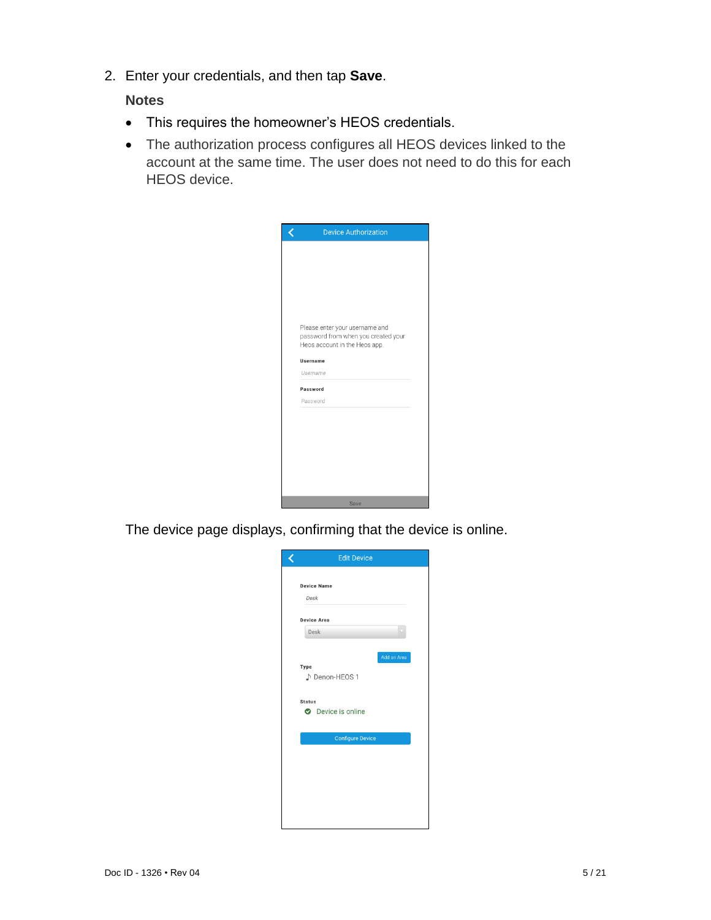2. Enter your credentials, and then tap **Save**.

   **Notes**

   - This requires the homeowner's HEOS credentials.
   - The authorization process configures all HEOS devices linked to the account at the same time. The user does not need to do this for each HEOS device.

   The device page displays, confirming that the device is online.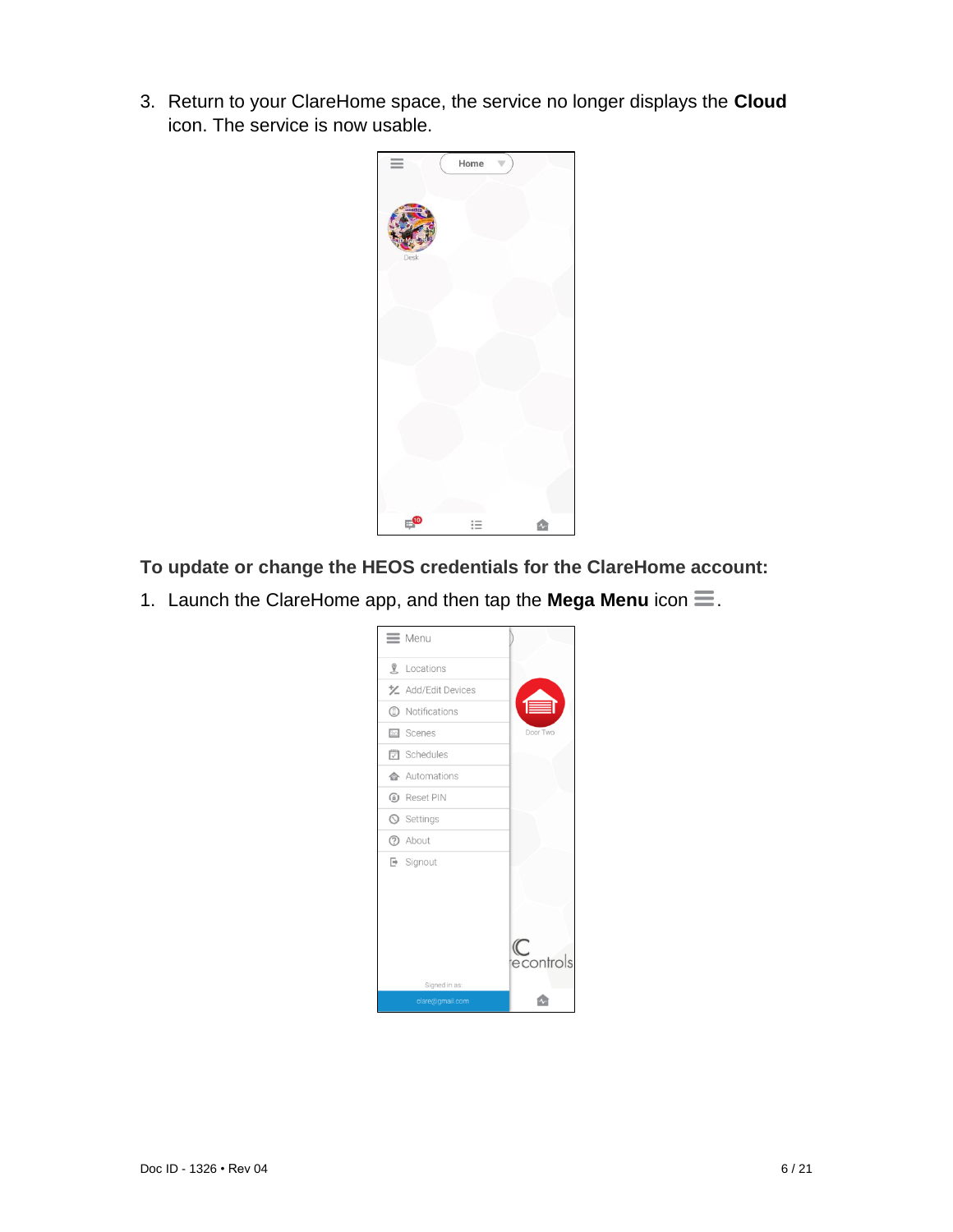3. Return to your ClareHome space, the service no longer displays the **Cloud** icon. The service is now usable.

**To update or change the HEOS credentials for the ClareHome account:**

1. Launch the ClareHome app, and then tap the **Mega Menu** icon ☰.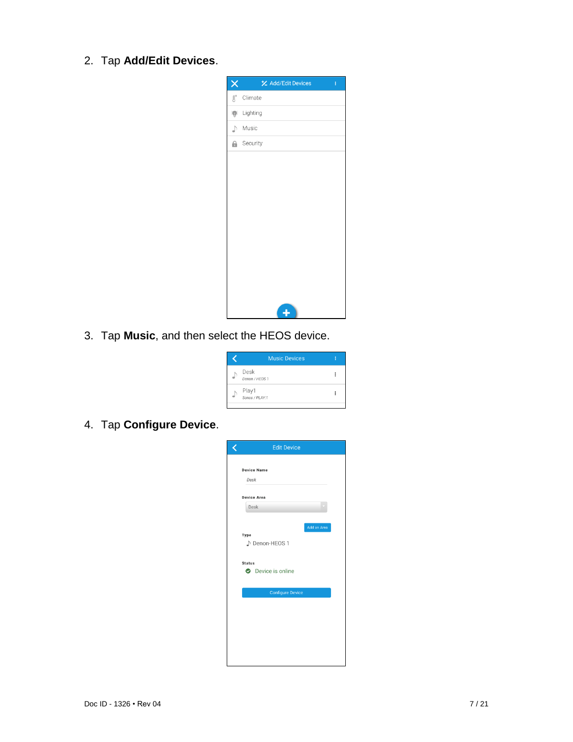2. Tap **Add/Edit Devices**.

3. Tap **Music**, and then select the HEOS device.

4. Tap **Configure Device**.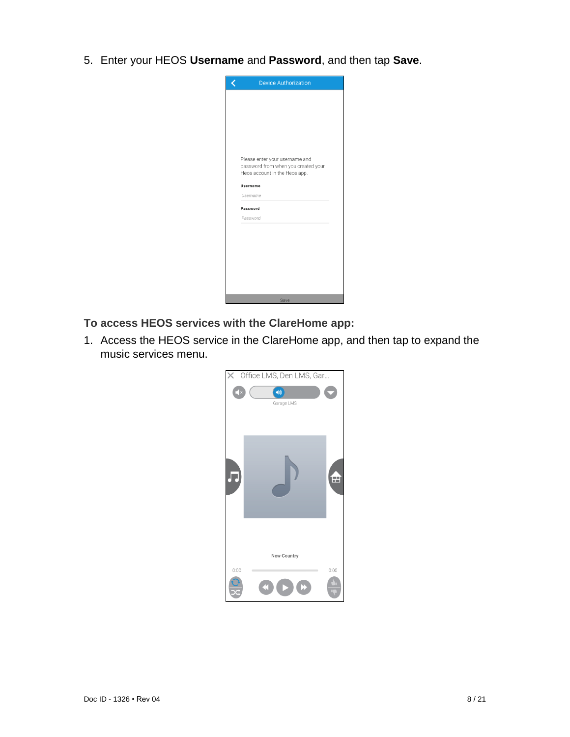5. Enter your HEOS **Username** and **Password**, and then tap **Save**.

**To access HEOS services with the ClareHome app:**

1. Access the HEOS service in the ClareHome app, and then tap to expand the music services menu.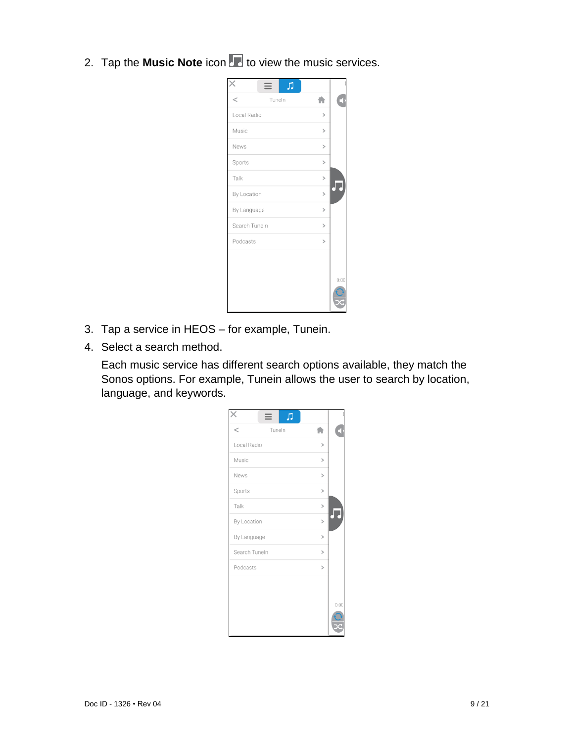2. Tap the **Music Note** icon to view the music services.

3. Tap a service in HEOS – for example, Tunein.
4. Select a search method.

   Each music service has different search options available, they match the Sonos options. For example, Tunein allows the user to search by location, language, and keywords.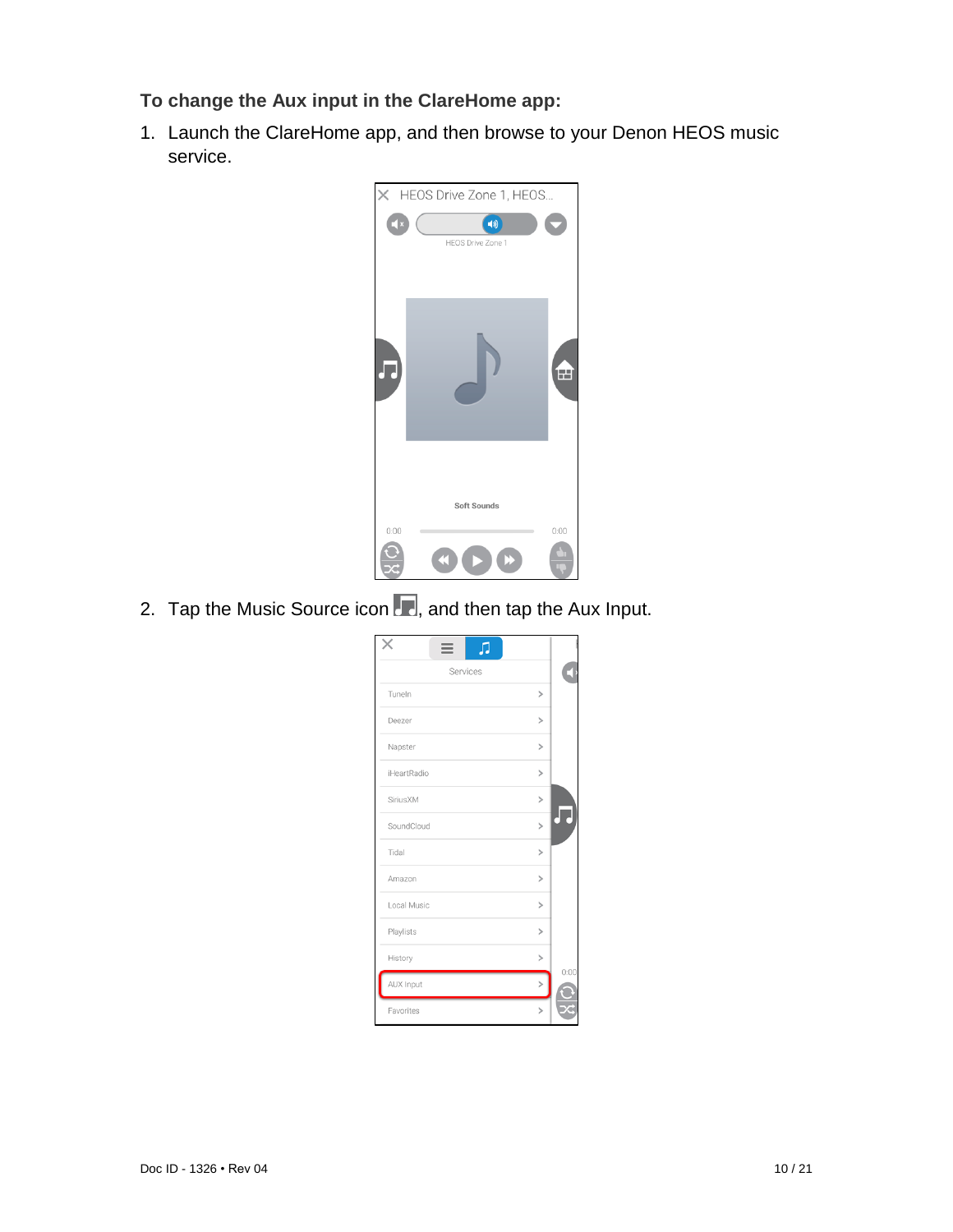**To change the Aux input in the ClareHome app:**

1. Launch the ClareHome app, and then browse to your Denon HEOS music service.

2. Tap the Music Source icon, and then tap the Aux Input.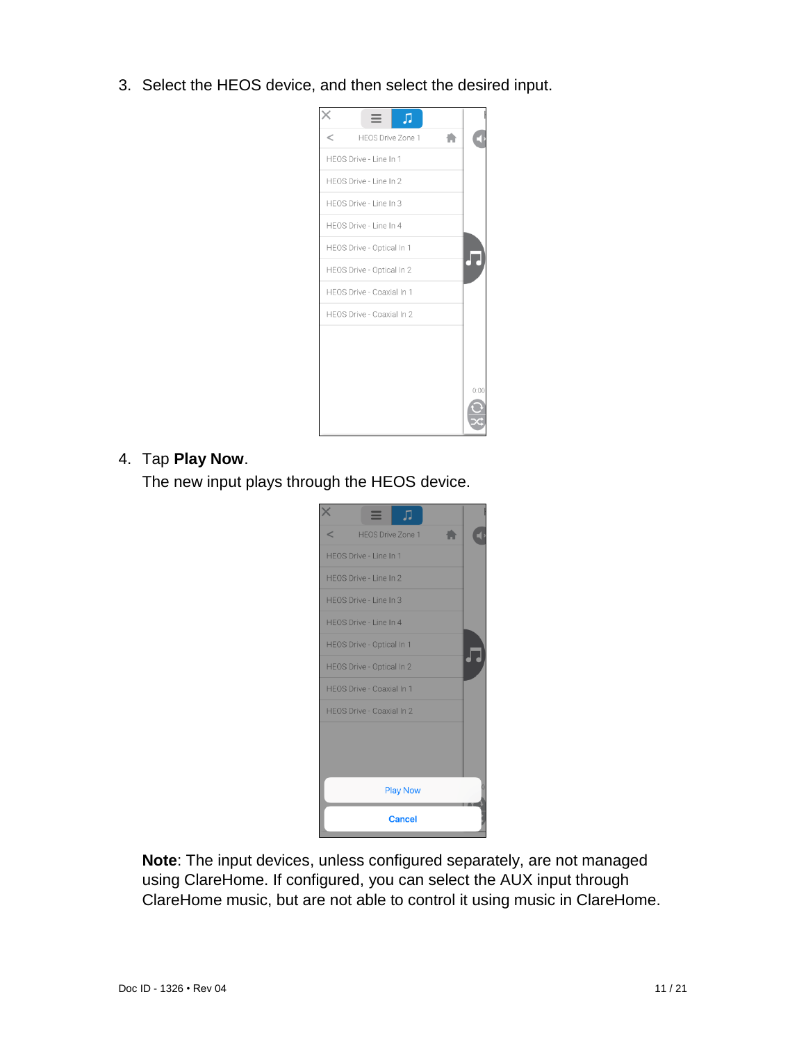3. Select the HEOS device, and then select the desired input.

4. Tap **Play Now**.
   The new input plays through the HEOS device.

**Note**: The input devices, unless configured separately, are not managed using ClareHome. If configured, you can select the AUX input through ClareHome music, but are not able to control it using music in ClareHome.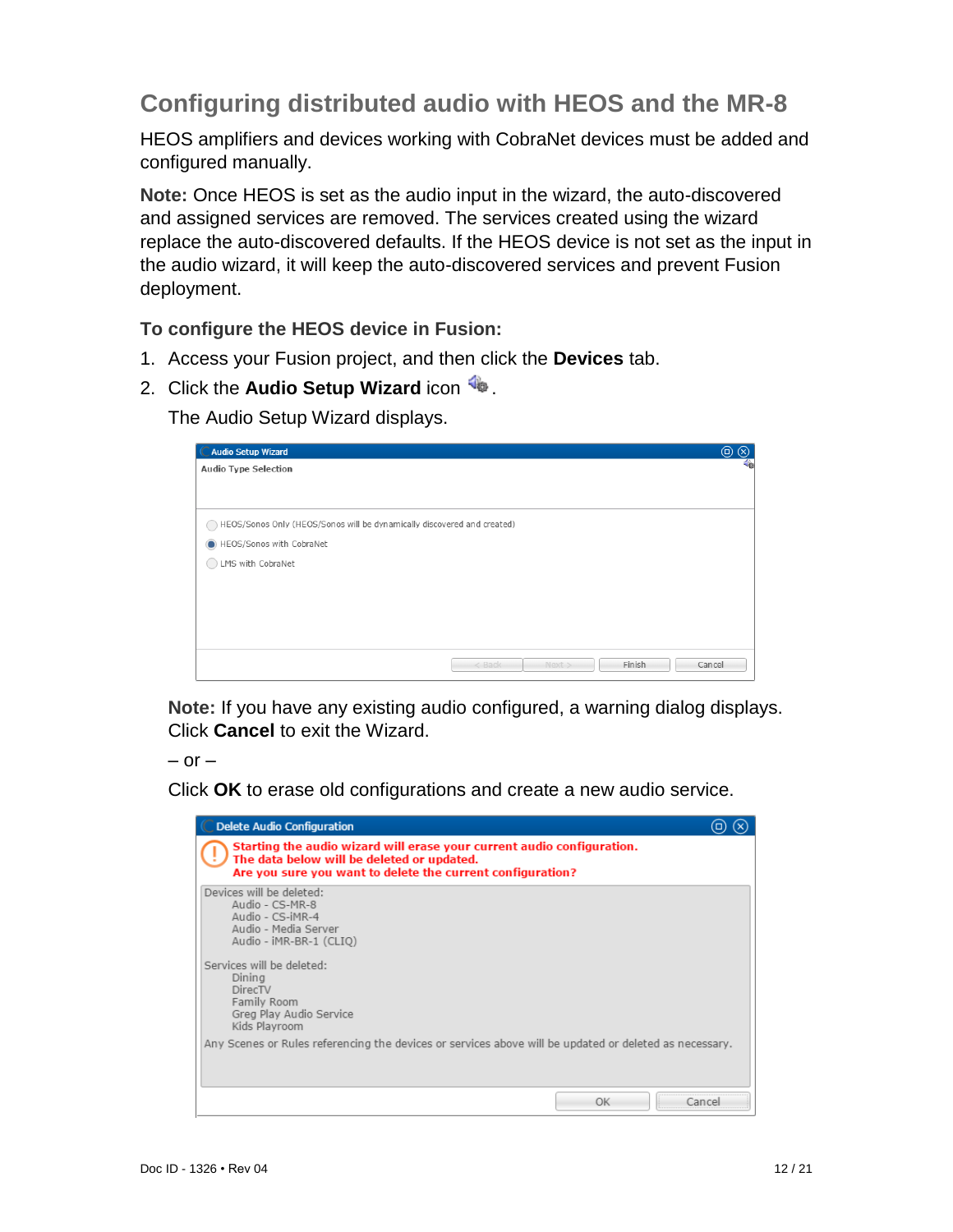## Configuring distributed audio with HEOS and the MR-8

HEOS amplifiers and devices working with CobraNet devices must be added and configured manually.

**Note:** Once HEOS is set as the audio input in the wizard, the auto-discovered and assigned services are removed. The services created using the wizard replace the auto-discovered defaults. If the HEOS device is not set as the input in the audio wizard, it will keep the auto-discovered services and prevent Fusion deployment.

### To configure the HEOS device in Fusion:

1. Access your Fusion project, and then click the **Devices** tab.
2. Click the **Audio Setup Wizard** icon.

   The Audio Setup Wizard displays.

   Audio Setup Wizard

   Audio Type Selection

   - HEOS/Sonos Only (HEOS/Sonos will be dynamically discovered and created)
   - HEOS/Sonos with CobraNet
   - LMS with CobraNet

   < Back | Next > | Finish | Cancel

   **Note:** If you have any existing audio configured, a warning dialog displays. Click **Cancel** to exit the Wizard.

   – or –

   Click **OK** to erase old configurations and create a new audio service.

   Delete Audio Configuration

   Starting the audio wizard will erase your current audio configuration.
   The data below will be deleted or updated.
   Are you sure you want to delete the current configuration?

   Devices will be deleted:
   - Audio - CS-MR-8
   - Audio - CS-iMR-4
   - Audio - Media Server
   - Audio - iMR-BR-1 (CLIQ)

   Services will be deleted:
   - Dining
   - DirecTV
   - Family Room
   - Greg Play Audio Service
   - Kids Playroom

   Any Scenes or Rules referencing the devices or services above will be updated or deleted as necessary.

   OK | Cancel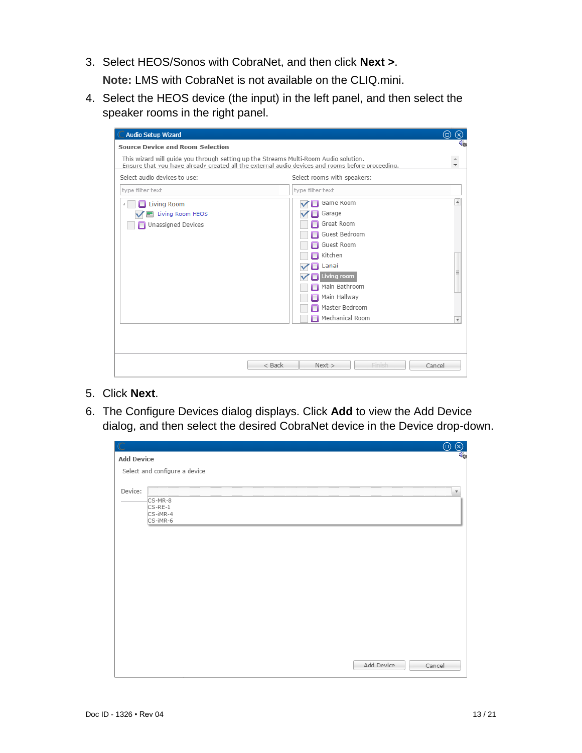3. Select HEOS/Sonos with CobraNet, and then click **Next >**.

   **Note:** LMS with CobraNet is not available on the CLIQ.mini.

4. Select the HEOS device (the input) in the left panel, and then select the speaker rooms in the right panel.

5. Click **Next**.

6. The Configure Devices dialog displays. Click **Add** to view the Add Device dialog, and then select the desired CobraNet device in the Device drop-down.

Doc ID - 1326 • Rev 04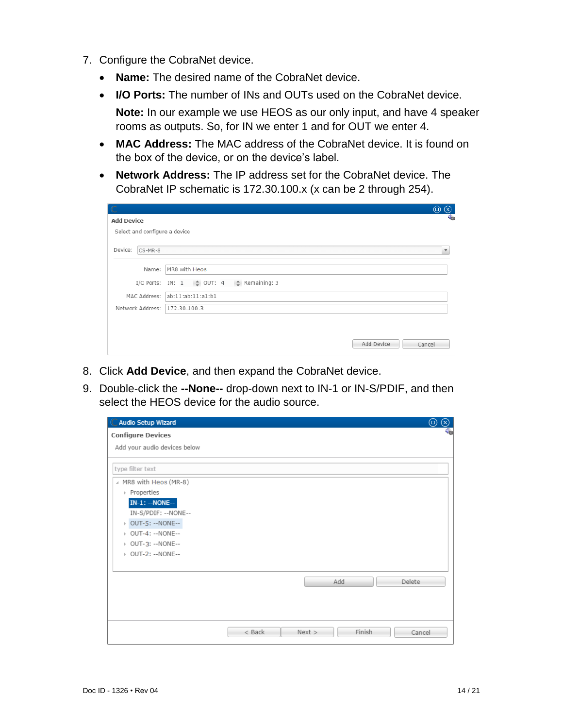7. Configure the CobraNet device.
   - **Name:** The desired name of the CobraNet device.
   - **I/O Ports:** The number of INs and OUTs used on the CobraNet device.

     **Note:** In our example we use HEOS as our only input, and have 4 speaker rooms as outputs. So, for IN we enter 1 and for OUT we enter 4.
   - **MAC Address:** The MAC address of the CobraNet device. It is found on the box of the device, or on the device's label.
   - **Network Address:** The IP address set for the CobraNet device. The CobraNet IP schematic is 172.30.100.x (x can be 2 through 254).

8. Click **Add Device**, and then expand the CobraNet device.
9. Double-click the **--None--** drop-down next to IN-1 or IN-S/PDIF, and then select the HEOS device for the audio source.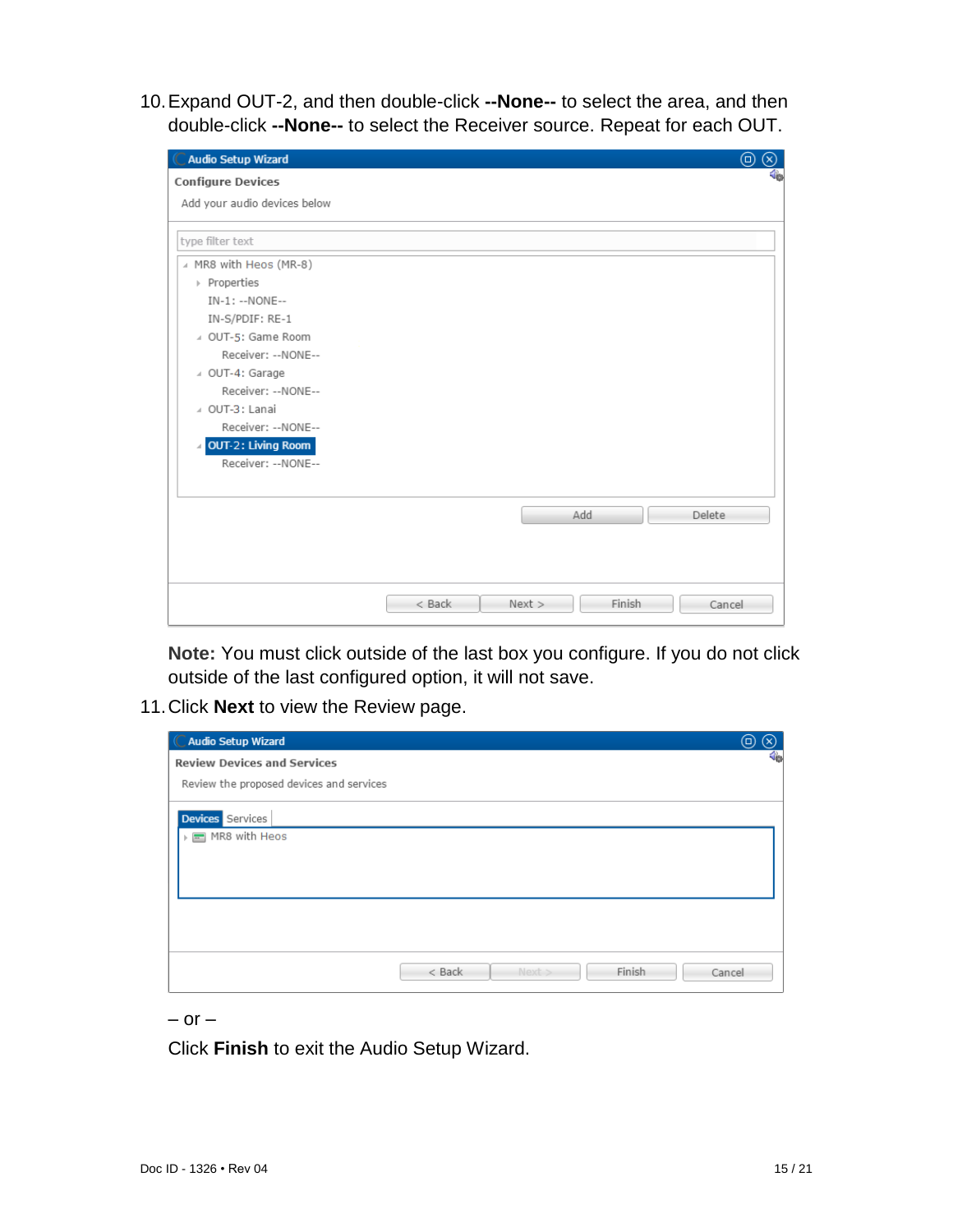10. Expand OUT-2, and then double-click **--None--** to select the area, and then double-click **--None--** to select the Receiver source. Repeat for each OUT.

    **Note:** You must click outside of the last box you configure. If you do not click outside of the last configured option, it will not save.

11. Click **Next** to view the Review page.

    – or –

    Click **Finish** to exit the Audio Setup Wizard.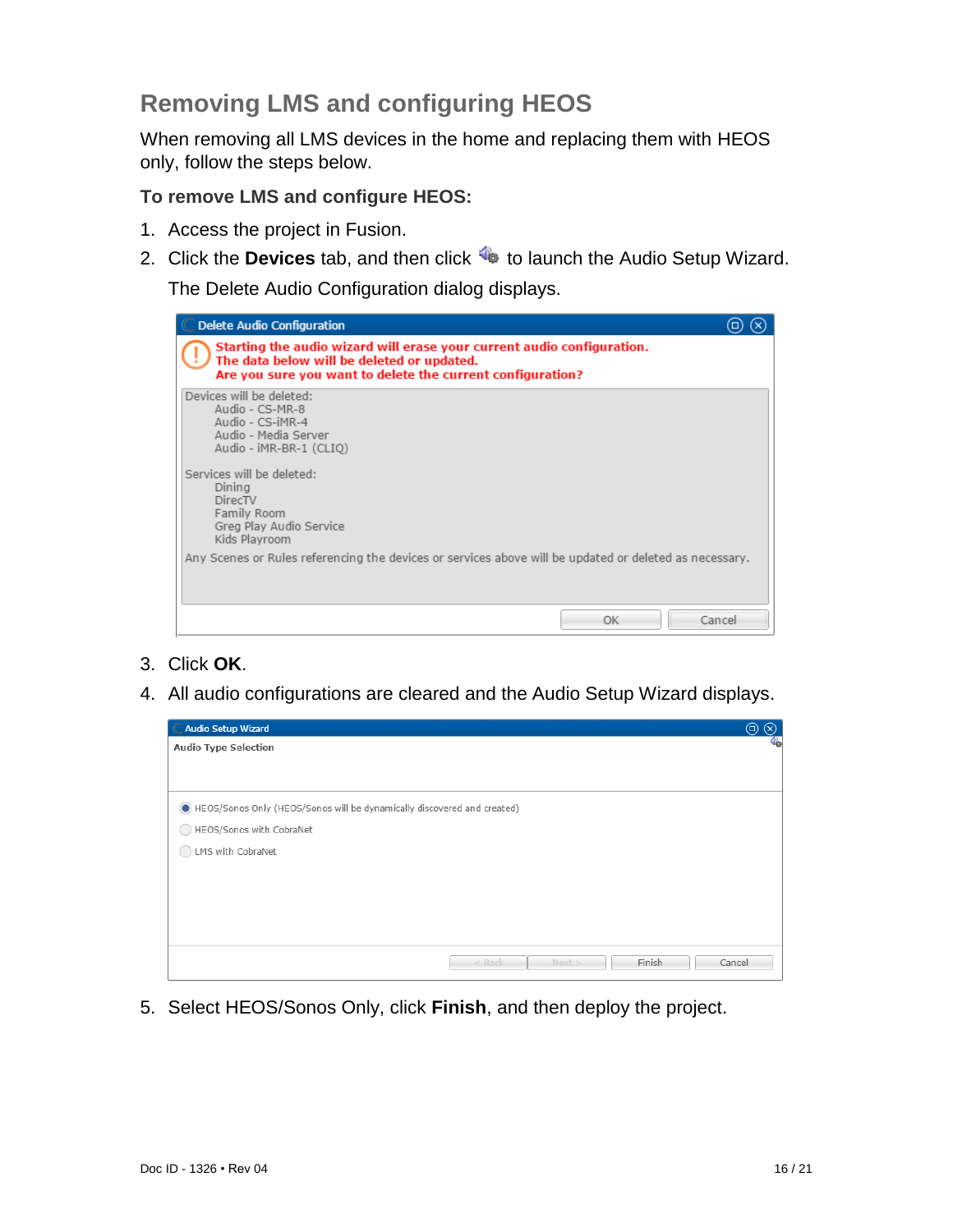## Removing LMS and configuring HEOS

When removing all LMS devices in the home and replacing them with HEOS only, follow the steps below.

### To remove LMS and configure HEOS:

1. Access the project in Fusion.
2. Click the **Devices** tab, and then click to launch the Audio Setup Wizard.

   The Delete Audio Configuration dialog displays.

3. Click **OK**.
4. All audio configurations are cleared and the Audio Setup Wizard displays.
5. Select HEOS/Sonos Only, click **Finish**, and then deploy the project.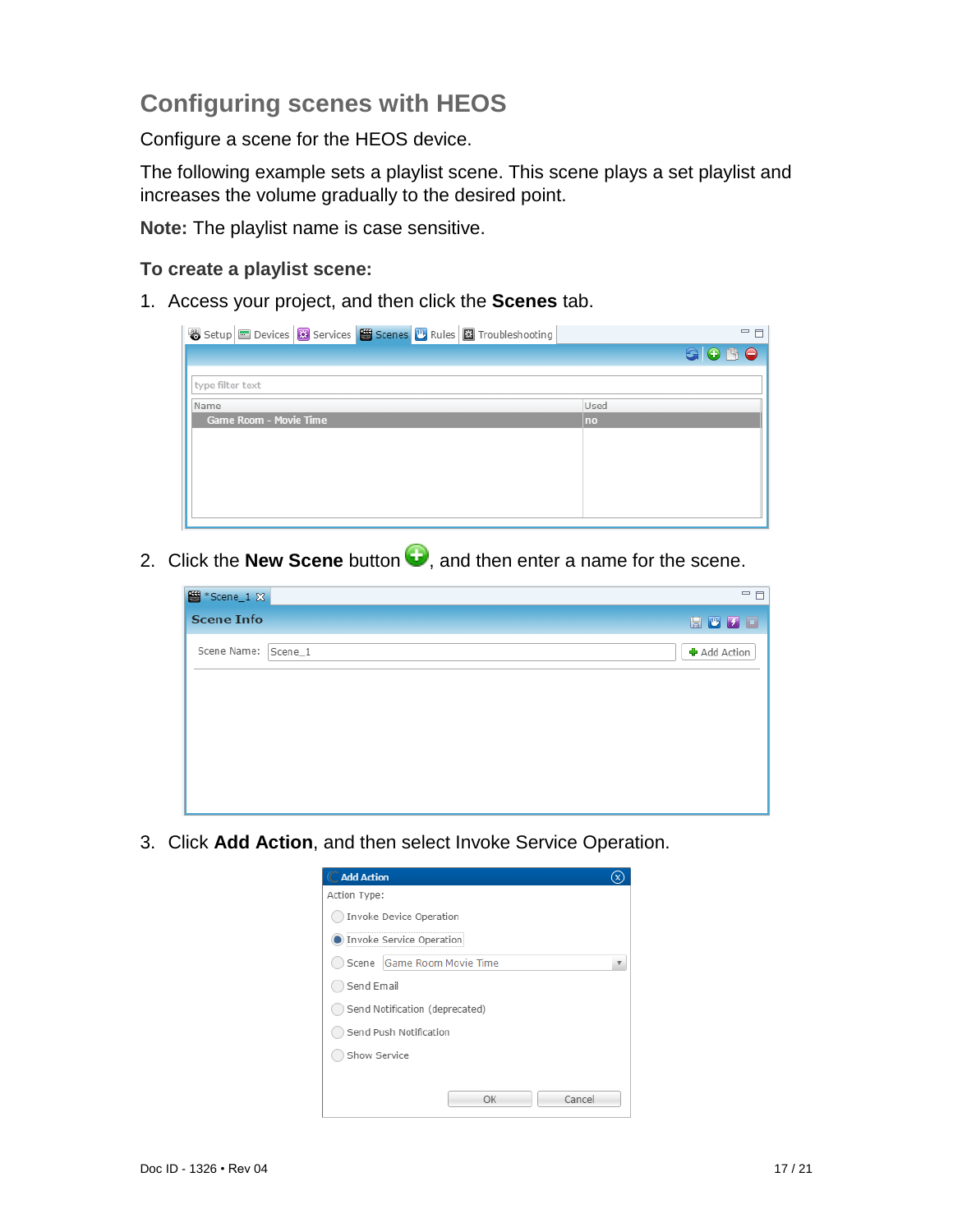## Configuring scenes with HEOS

Configure a scene for the HEOS device.

The following example sets a playlist scene. This scene plays a set playlist and increases the volume gradually to the desired point.

**Note:** The playlist name is case sensitive.

### To create a playlist scene:

1. Access your project, and then click the **Scenes** tab.

2. Click the **New Scene** button, and then enter a name for the scene.

3. Click **Add Action**, and then select Invoke Service Operation.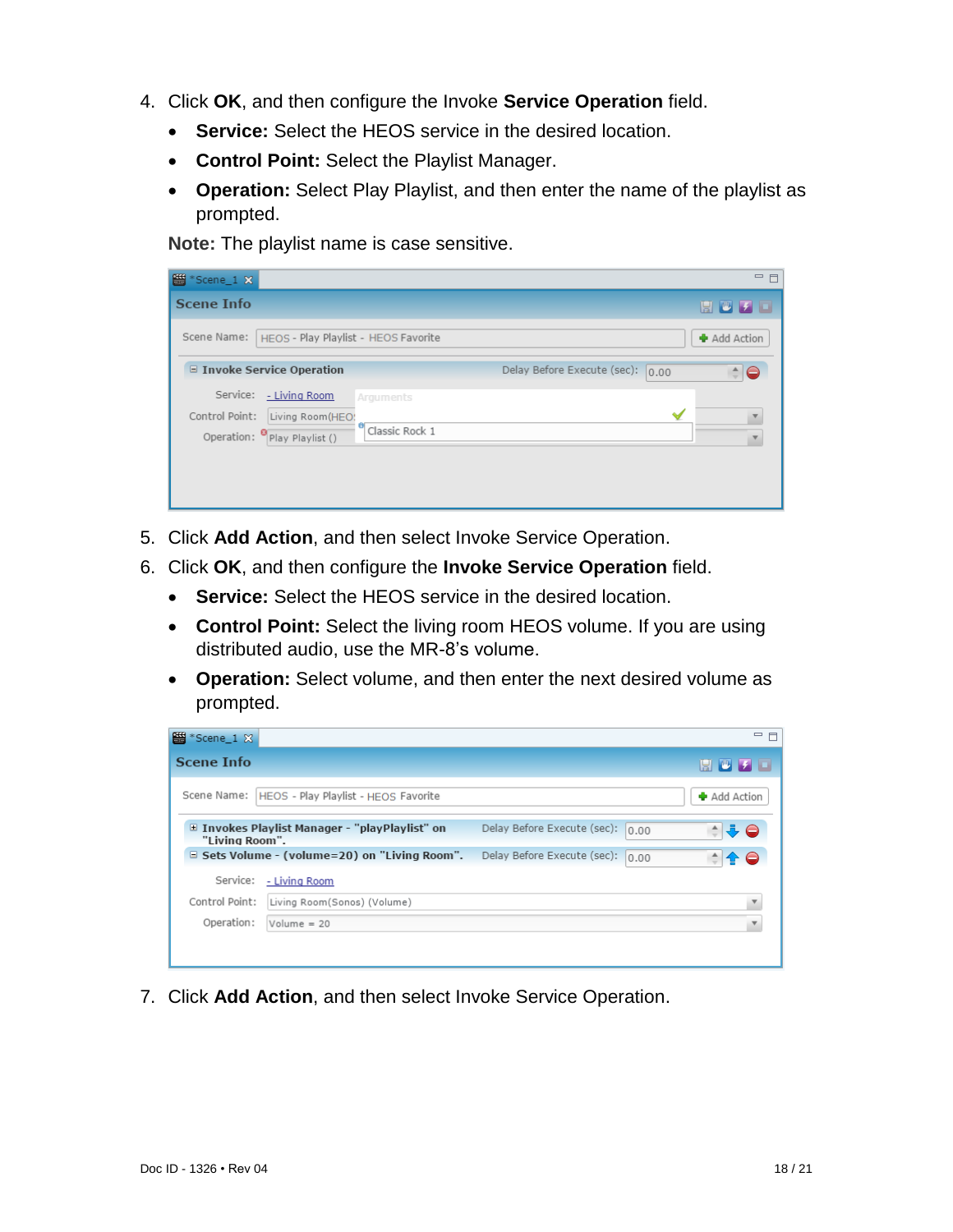4. Click **OK**, and then configure the Invoke **Service Operation** field.
   - **Service:** Select the HEOS service in the desired location.
   - **Control Point:** Select the Playlist Manager.
   - **Operation:** Select Play Playlist, and then enter the name of the playlist as prompted.

   **Note:** The playlist name is case sensitive.

5. Click **Add Action**, and then select Invoke Service Operation.
6. Click **OK**, and then configure the **Invoke Service Operation** field.
   - **Service:** Select the HEOS service in the desired location.
   - **Control Point:** Select the living room HEOS volume. If you are using distributed audio, use the MR-8's volume.
   - **Operation:** Select volume, and then enter the next desired volume as prompted.

7. Click **Add Action**, and then select Invoke Service Operation.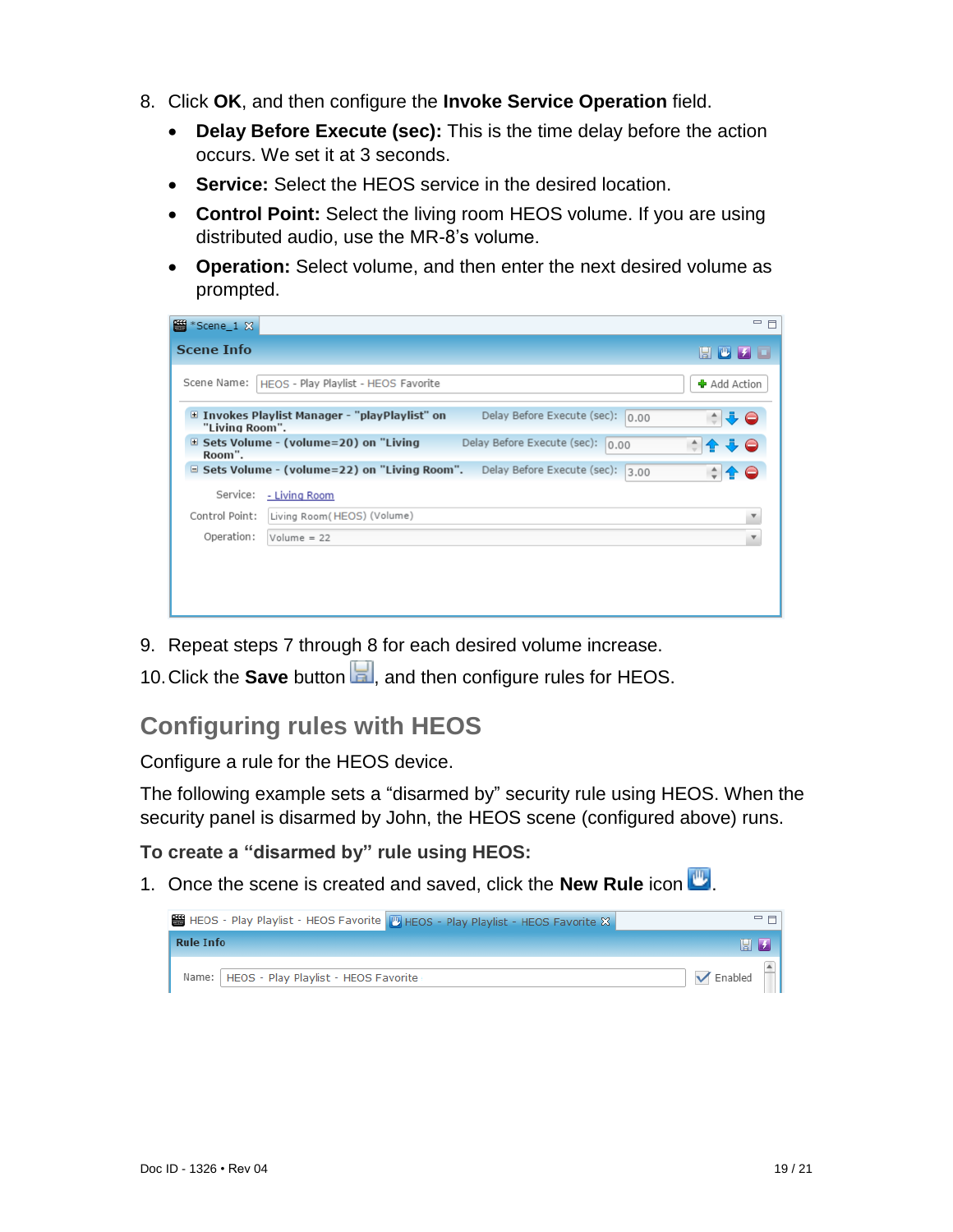8. Click **OK**, and then configure the **Invoke Service Operation** field.
   - **Delay Before Execute (sec):** This is the time delay before the action occurs. We set it at 3 seconds.
   - **Service:** Select the HEOS service in the desired location.
   - **Control Point:** Select the living room HEOS volume. If you are using distributed audio, use the MR-8's volume.
   - **Operation:** Select volume, and then enter the next desired volume as prompted.

9. Repeat steps 7 through 8 for each desired volume increase.
10. Click the **Save** button, and then configure rules for HEOS.

## Configuring rules with HEOS

Configure a rule for the HEOS device.

The following example sets a "disarmed by" security rule using HEOS. When the security panel is disarmed by John, the HEOS scene (configured above) runs.

**To create a "disarmed by" rule using HEOS:**

1. Once the scene is created and saved, click the **New Rule** icon.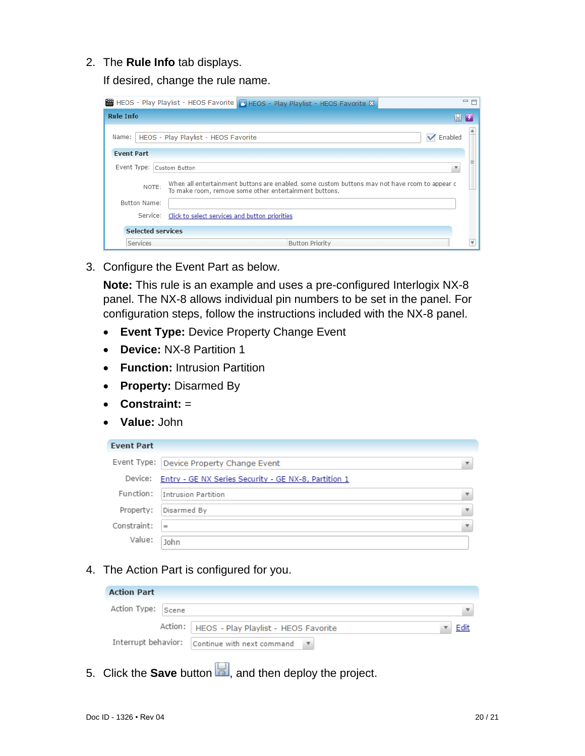2. The **Rule Info** tab displays.

   If desired, change the rule name.

3. Configure the Event Part as below.

   **Note:** This rule is an example and uses a pre-configured Interlogix NX-8 panel. The NX-8 allows individual pin numbers to be set in the panel. For configuration steps, follow the instructions included with the NX-8 panel.

   - **Event Type:** Device Property Change Event
   - **Device:** NX-8 Partition 1
   - **Function:** Intrusion Partition
   - **Property:** Disarmed By
   - **Constraint:** =
   - **Value:** John

4. The Action Part is configured for you.

5. Click the **Save** button, and then deploy the project.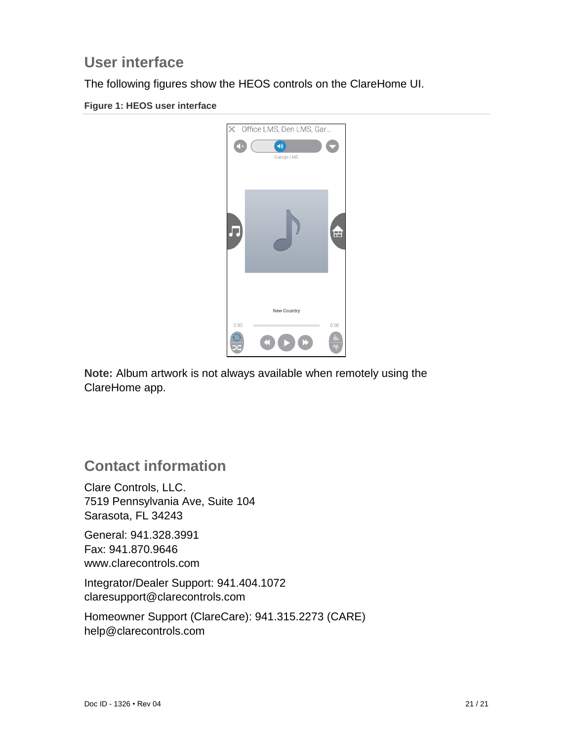## User interface

The following figures show the HEOS controls on the ClareHome UI.

**Figure 1: HEOS user interface**

**Note:** Album artwork is not always available when remotely using the ClareHome app.

## Contact information

Clare Controls, LLC.
7519 Pennsylvania Ave, Suite 104
Sarasota, FL 34243

General: 941.328.3991
Fax: 941.870.9646
www.clarecontrols.com

Integrator/Dealer Support: 941.404.1072
claresupport@clarecontrols.com

Homeowner Support (ClareCare): 941.315.2273 (CARE)
help@clarecontrols.com

Doc ID - 1326 • Rev 04